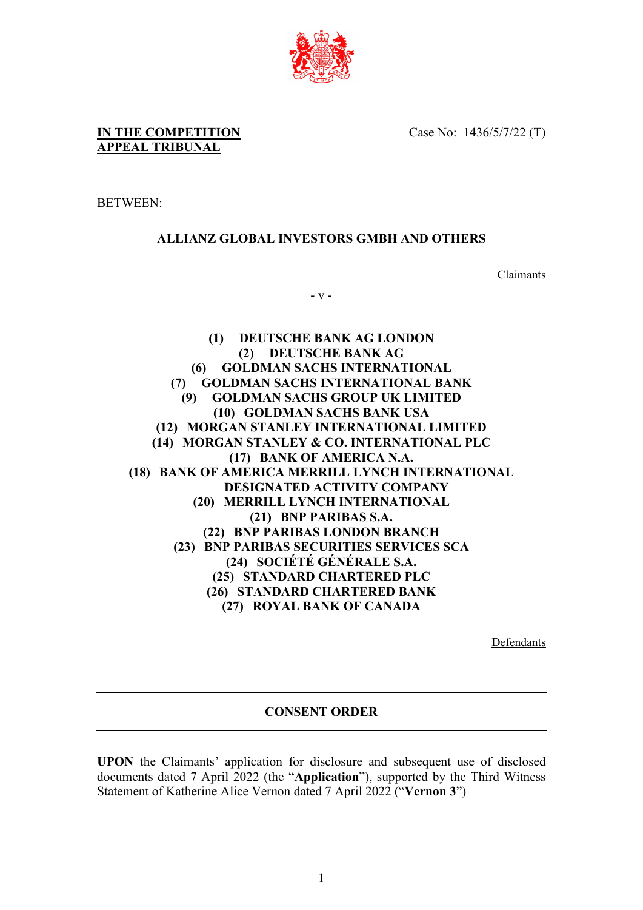**IN THE COMPETITION APPEAL TRIBUNAL**

Case No: 1436/5/7/22 (T)

BETWEEN:

**ALLIANZ GLOBAL INVESTORS GMBH AND OTHERS**

Claimants

\- v -

**(1) DEUTSCHE BANK AG LONDON**
**(2) DEUTSCHE BANK AG**
**(6) GOLDMAN SACHS INTERNATIONAL**
**(7) GOLDMAN SACHS INTERNATIONAL BANK**
**(9) GOLDMAN SACHS GROUP UK LIMITED**
**(10) GOLDMAN SACHS BANK USA**
**(12) MORGAN STANLEY INTERNATIONAL LIMITED**
**(14) MORGAN STANLEY & CO. INTERNATIONAL PLC**
**(17) BANK OF AMERICA N.A.**
**(18) BANK OF AMERICA MERRILL LYNCH INTERNATIONAL DESIGNATED ACTIVITY COMPANY**
**(20) MERRILL LYNCH INTERNATIONAL**
**(21) BNP PARIBAS S.A.**
**(22) BNP PARIBAS LONDON BRANCH**
**(23) BNP PARIBAS SECURITIES SERVICES SCA**
**(24) SOCIÉTÉ GÉNÉRALE S.A.**
**(25) STANDARD CHARTERED PLC**
**(26) STANDARD CHARTERED BANK**
**(27) ROYAL BANK OF CANADA**

Defendants

## CONSENT ORDER

**UPON** the Claimants' application for disclosure and subsequent use of disclosed documents dated 7 April 2022 (the "**Application**"), supported by the Third Witness Statement of Katherine Alice Vernon dated 7 April 2022 ("**Vernon 3**")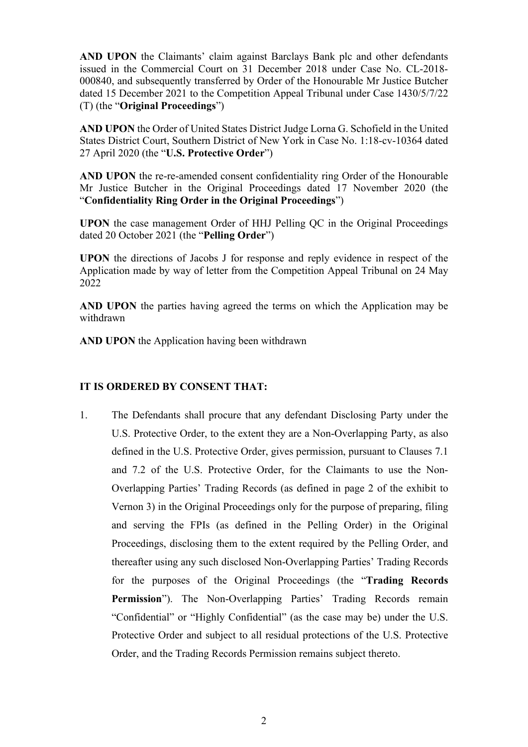**AND UPON** the Claimants' claim against Barclays Bank plc and other defendants issued in the Commercial Court on 31 December 2018 under Case No. CL-2018-000840, and subsequently transferred by Order of the Honourable Mr Justice Butcher dated 15 December 2021 to the Competition Appeal Tribunal under Case 1430/5/7/22 (T) (the "**Original Proceedings**")

**AND UPON** the Order of United States District Judge Lorna G. Schofield in the United States District Court, Southern District of New York in Case No. 1:18-cv-10364 dated 27 April 2020 (the "**U.S. Protective Order**")

**AND UPON** the re-re-amended consent confidentiality ring Order of the Honourable Mr Justice Butcher in the Original Proceedings dated 17 November 2020 (the "**Confidentiality Ring Order in the Original Proceedings**")

**UPON** the case management Order of HHJ Pelling QC in the Original Proceedings dated 20 October 2021 (the "**Pelling Order**")

**UPON** the directions of Jacobs J for response and reply evidence in respect of the Application made by way of letter from the Competition Appeal Tribunal on 24 May 2022

**AND UPON** the parties having agreed the terms on which the Application may be withdrawn

**AND UPON** the Application having been withdrawn

**IT IS ORDERED BY CONSENT THAT:**

1. The Defendants shall procure that any defendant Disclosing Party under the U.S. Protective Order, to the extent they are a Non-Overlapping Party, as also defined in the U.S. Protective Order, gives permission, pursuant to Clauses 7.1 and 7.2 of the U.S. Protective Order, for the Claimants to use the Non-Overlapping Parties' Trading Records (as defined in page 2 of the exhibit to Vernon 3) in the Original Proceedings only for the purpose of preparing, filing and serving the FPIs (as defined in the Pelling Order) in the Original Proceedings, disclosing them to the extent required by the Pelling Order, and thereafter using any such disclosed Non-Overlapping Parties' Trading Records for the purposes of the Original Proceedings (the "**Trading Records Permission**"). The Non-Overlapping Parties' Trading Records remain "Confidential" or "Highly Confidential" (as the case may be) under the U.S. Protective Order and subject to all residual protections of the U.S. Protective Order, and the Trading Records Permission remains subject thereto.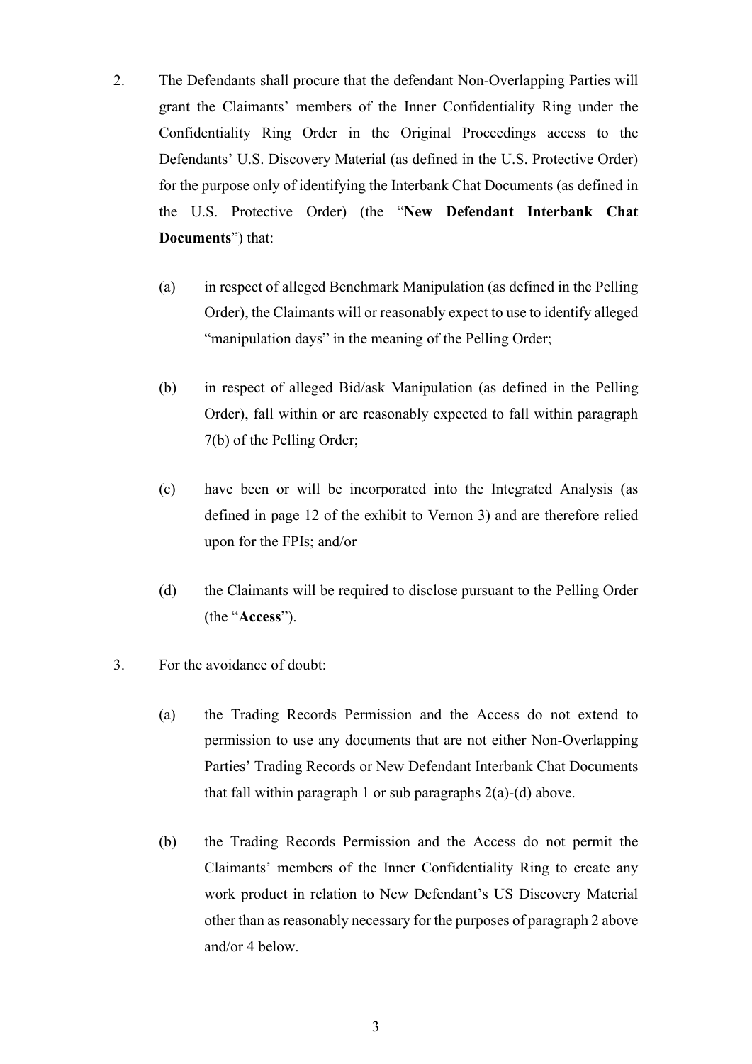2. The Defendants shall procure that the defendant Non-Overlapping Parties will grant the Claimants' members of the Inner Confidentiality Ring under the Confidentiality Ring Order in the Original Proceedings access to the Defendants' U.S. Discovery Material (as defined in the U.S. Protective Order) for the purpose only of identifying the Interbank Chat Documents (as defined in the U.S. Protective Order) (the "**New Defendant Interbank Chat Documents**") that:

   (a) in respect of alleged Benchmark Manipulation (as defined in the Pelling Order), the Claimants will or reasonably expect to use to identify alleged "manipulation days" in the meaning of the Pelling Order;

   (b) in respect of alleged Bid/ask Manipulation (as defined in the Pelling Order), fall within or are reasonably expected to fall within paragraph 7(b) of the Pelling Order;

   (c) have been or will be incorporated into the Integrated Analysis (as defined in page 12 of the exhibit to Vernon 3) and are therefore relied upon for the FPIs; and/or

   (d) the Claimants will be required to disclose pursuant to the Pelling Order (the "**Access**").

3. For the avoidance of doubt:

   (a) the Trading Records Permission and the Access do not extend to permission to use any documents that are not either Non-Overlapping Parties' Trading Records or New Defendant Interbank Chat Documents that fall within paragraph 1 or sub paragraphs 2(a)-(d) above.

   (b) the Trading Records Permission and the Access do not permit the Claimants' members of the Inner Confidentiality Ring to create any work product in relation to New Defendant's US Discovery Material other than as reasonably necessary for the purposes of paragraph 2 above and/or 4 below.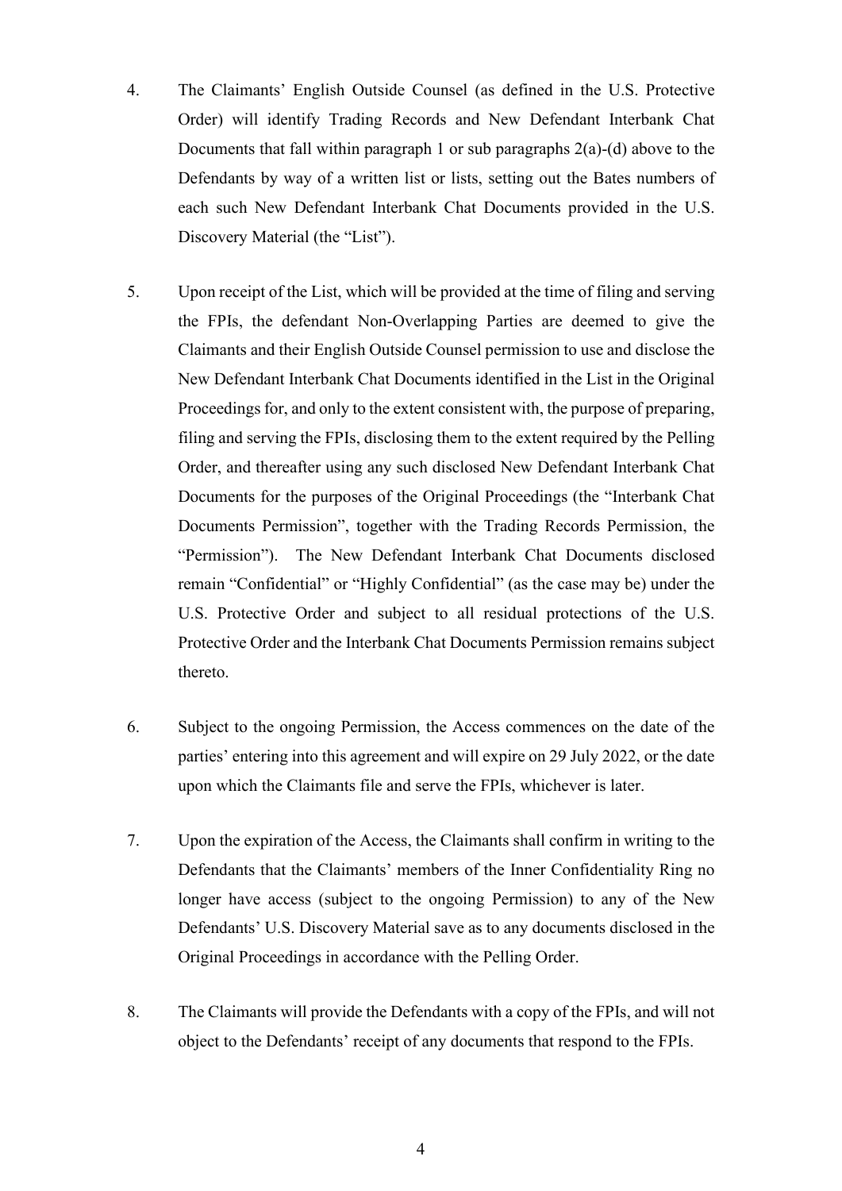4. The Claimants' English Outside Counsel (as defined in the U.S. Protective Order) will identify Trading Records and New Defendant Interbank Chat Documents that fall within paragraph 1 or sub paragraphs 2(a)-(d) above to the Defendants by way of a written list or lists, setting out the Bates numbers of each such New Defendant Interbank Chat Documents provided in the U.S. Discovery Material (the "List").

5. Upon receipt of the List, which will be provided at the time of filing and serving the FPIs, the defendant Non-Overlapping Parties are deemed to give the Claimants and their English Outside Counsel permission to use and disclose the New Defendant Interbank Chat Documents identified in the List in the Original Proceedings for, and only to the extent consistent with, the purpose of preparing, filing and serving the FPIs, disclosing them to the extent required by the Pelling Order, and thereafter using any such disclosed New Defendant Interbank Chat Documents for the purposes of the Original Proceedings (the "Interbank Chat Documents Permission", together with the Trading Records Permission, the "Permission"). The New Defendant Interbank Chat Documents disclosed remain "Confidential" or "Highly Confidential" (as the case may be) under the U.S. Protective Order and subject to all residual protections of the U.S. Protective Order and the Interbank Chat Documents Permission remains subject thereto.

6. Subject to the ongoing Permission, the Access commences on the date of the parties' entering into this agreement and will expire on 29 July 2022, or the date upon which the Claimants file and serve the FPIs, whichever is later.

7. Upon the expiration of the Access, the Claimants shall confirm in writing to the Defendants that the Claimants' members of the Inner Confidentiality Ring no longer have access (subject to the ongoing Permission) to any of the New Defendants' U.S. Discovery Material save as to any documents disclosed in the Original Proceedings in accordance with the Pelling Order.

8. The Claimants will provide the Defendants with a copy of the FPIs, and will not object to the Defendants' receipt of any documents that respond to the FPIs.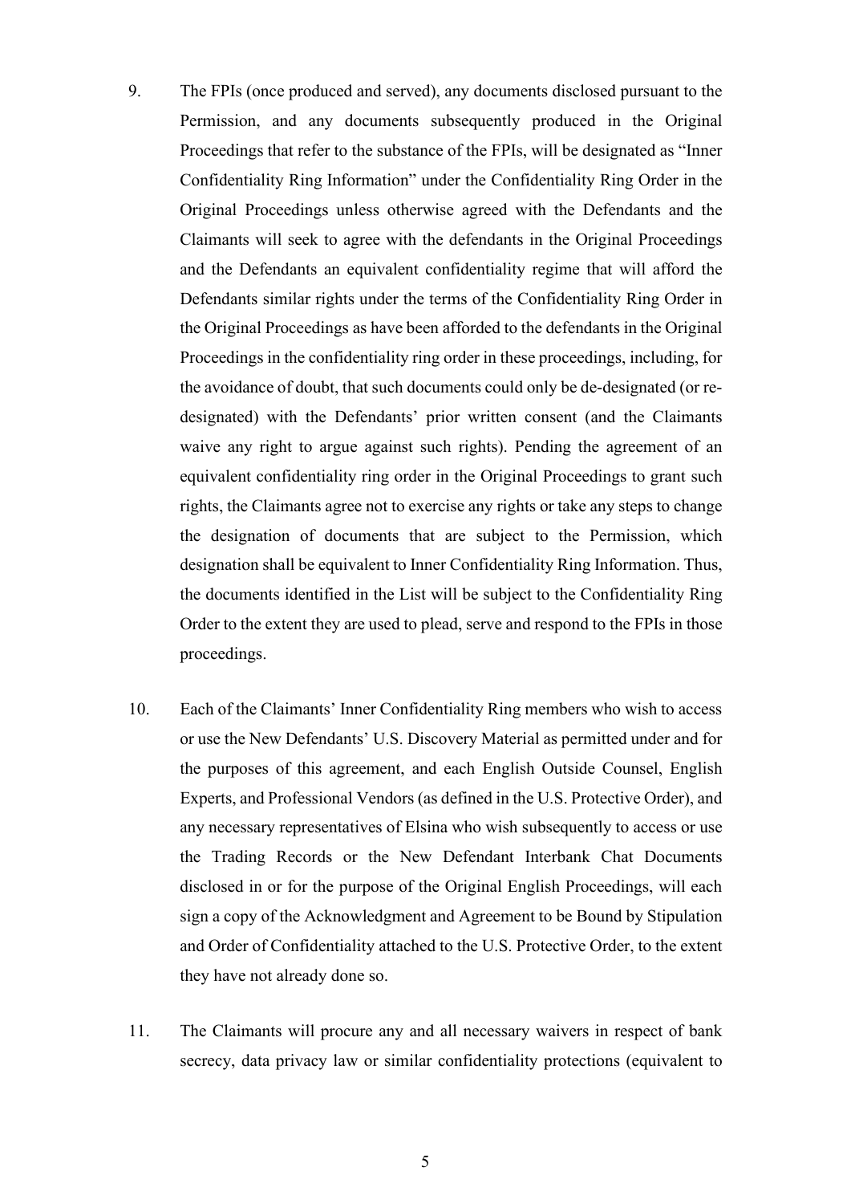9. The FPIs (once produced and served), any documents disclosed pursuant to the Permission, and any documents subsequently produced in the Original Proceedings that refer to the substance of the FPIs, will be designated as "Inner Confidentiality Ring Information" under the Confidentiality Ring Order in the Original Proceedings unless otherwise agreed with the Defendants and the Claimants will seek to agree with the defendants in the Original Proceedings and the Defendants an equivalent confidentiality regime that will afford the Defendants similar rights under the terms of the Confidentiality Ring Order in the Original Proceedings as have been afforded to the defendants in the Original Proceedings in the confidentiality ring order in these proceedings, including, for the avoidance of doubt, that such documents could only be de-designated (or re-designated) with the Defendants' prior written consent (and the Claimants waive any right to argue against such rights). Pending the agreement of an equivalent confidentiality ring order in the Original Proceedings to grant such rights, the Claimants agree not to exercise any rights or take any steps to change the designation of documents that are subject to the Permission, which designation shall be equivalent to Inner Confidentiality Ring Information. Thus, the documents identified in the List will be subject to the Confidentiality Ring Order to the extent they are used to plead, serve and respond to the FPIs in those proceedings.

10. Each of the Claimants' Inner Confidentiality Ring members who wish to access or use the New Defendants' U.S. Discovery Material as permitted under and for the purposes of this agreement, and each English Outside Counsel, English Experts, and Professional Vendors (as defined in the U.S. Protective Order), and any necessary representatives of Elsina who wish subsequently to access or use the Trading Records or the New Defendant Interbank Chat Documents disclosed in or for the purpose of the Original English Proceedings, will each sign a copy of the Acknowledgment and Agreement to be Bound by Stipulation and Order of Confidentiality attached to the U.S. Protective Order, to the extent they have not already done so.

11. The Claimants will procure any and all necessary waivers in respect of bank secrecy, data privacy law or similar confidentiality protections (equivalent to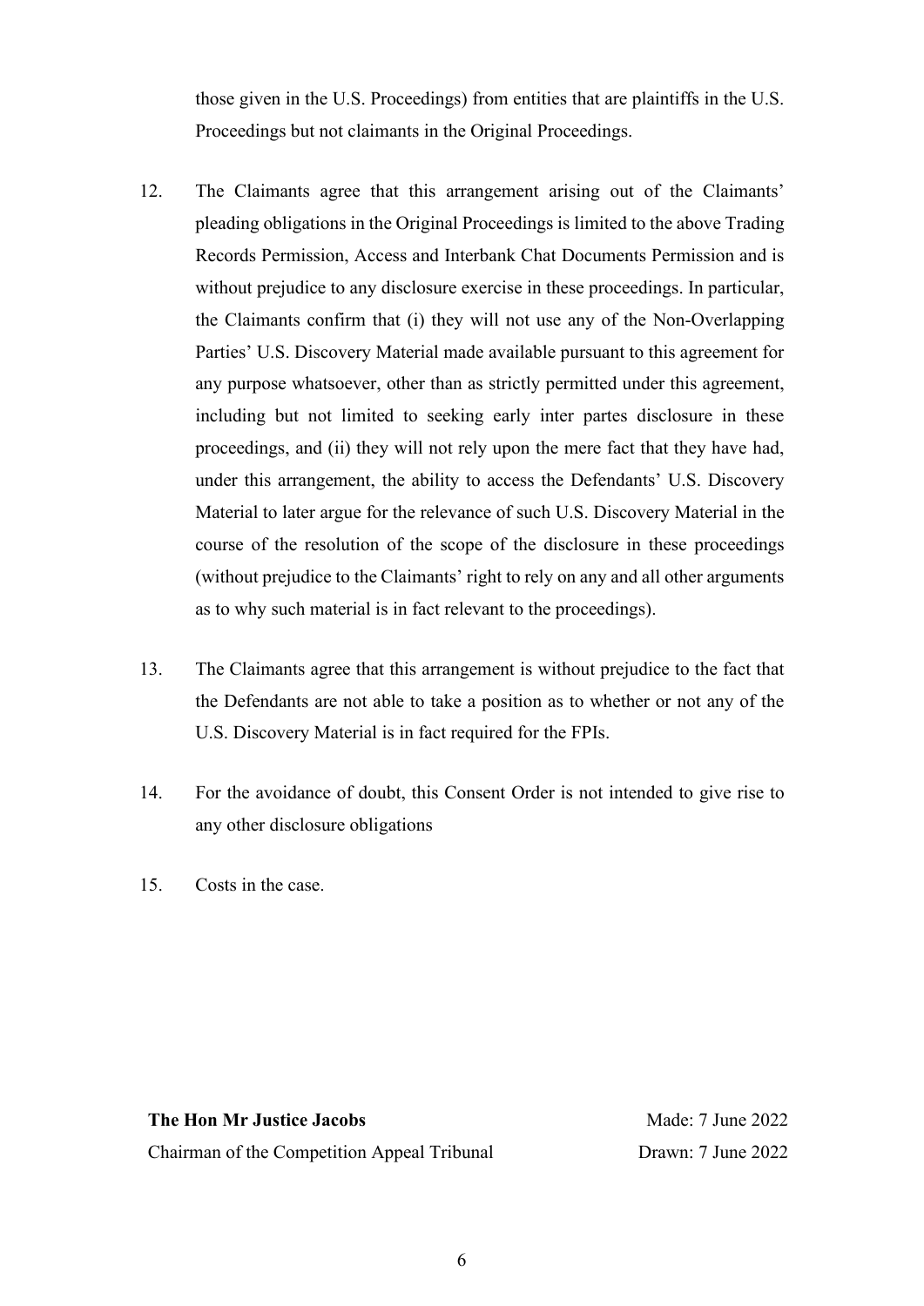those given in the U.S. Proceedings) from entities that are plaintiffs in the U.S. Proceedings but not claimants in the Original Proceedings.

12. The Claimants agree that this arrangement arising out of the Claimants' pleading obligations in the Original Proceedings is limited to the above Trading Records Permission, Access and Interbank Chat Documents Permission and is without prejudice to any disclosure exercise in these proceedings. In particular, the Claimants confirm that (i) they will not use any of the Non-Overlapping Parties' U.S. Discovery Material made available pursuant to this agreement for any purpose whatsoever, other than as strictly permitted under this agreement, including but not limited to seeking early inter partes disclosure in these proceedings, and (ii) they will not rely upon the mere fact that they have had, under this arrangement, the ability to access the Defendants' U.S. Discovery Material to later argue for the relevance of such U.S. Discovery Material in the course of the resolution of the scope of the disclosure in these proceedings (without prejudice to the Claimants' right to rely on any and all other arguments as to why such material is in fact relevant to the proceedings).

13. The Claimants agree that this arrangement is without prejudice to the fact that the Defendants are not able to take a position as to whether or not any of the U.S. Discovery Material is in fact required for the FPIs.

14. For the avoidance of doubt, this Consent Order is not intended to give rise to any other disclosure obligations

15. Costs in the case.

**The Hon Mr Justice Jacobs**
Chairman of the Competition Appeal Tribunal

Made: 7 June 2022
Drawn: 7 June 2022